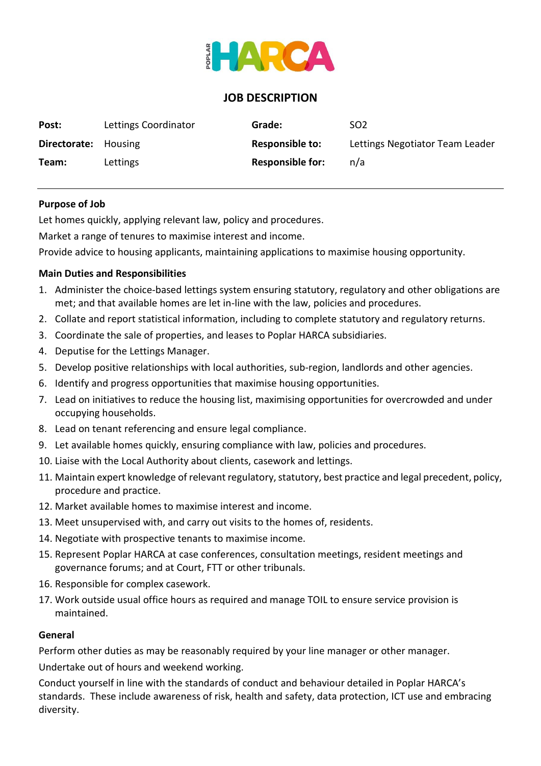# JOB DESCRIPTION

| | | | |
|---|---|---|---|
| **Post:** | Lettings Coordinator | **Grade:** | SO2 |
| **Directorate:** | Housing | **Responsible to:** | Lettings Negotiator Team Leader |
| **Team:** | Lettings | **Responsible for:** | n/a |

---

**Purpose of Job**

Let homes quickly, applying relevant law, policy and procedures.

Market a range of tenures to maximise interest and income.

Provide advice to housing applicants, maintaining applications to maximise housing opportunity.

**Main Duties and Responsibilities**

1. Administer the choice-based lettings system ensuring statutory, regulatory and other obligations are met; and that available homes are let in-line with the law, policies and procedures.
2. Collate and report statistical information, including to complete statutory and regulatory returns.
3. Coordinate the sale of properties, and leases to Poplar HARCA subsidiaries.
4. Deputise for the Lettings Manager.
5. Develop positive relationships with local authorities, sub-region, landlords and other agencies.
6. Identify and progress opportunities that maximise housing opportunities.
7. Lead on initiatives to reduce the housing list, maximising opportunities for overcrowded and under occupying households.
8. Lead on tenant referencing and ensure legal compliance.
9. Let available homes quickly, ensuring compliance with law, policies and procedures.
10. Liaise with the Local Authority about clients, casework and lettings.
11. Maintain expert knowledge of relevant regulatory, statutory, best practice and legal precedent, policy, procedure and practice.
12. Market available homes to maximise interest and income.
13. Meet unsupervised with, and carry out visits to the homes of, residents.
14. Negotiate with prospective tenants to maximise income.
15. Represent Poplar HARCA at case conferences, consultation meetings, resident meetings and governance forums; and at Court, FTT or other tribunals.
16. Responsible for complex casework.
17. Work outside usual office hours as required and manage TOIL to ensure service provision is maintained.

**General**

Perform other duties as may be reasonably required by your line manager or other manager.

Undertake out of hours and weekend working.

Conduct yourself in line with the standards of conduct and behaviour detailed in Poplar HARCA's standards. These include awareness of risk, health and safety, data protection, ICT use and embracing diversity.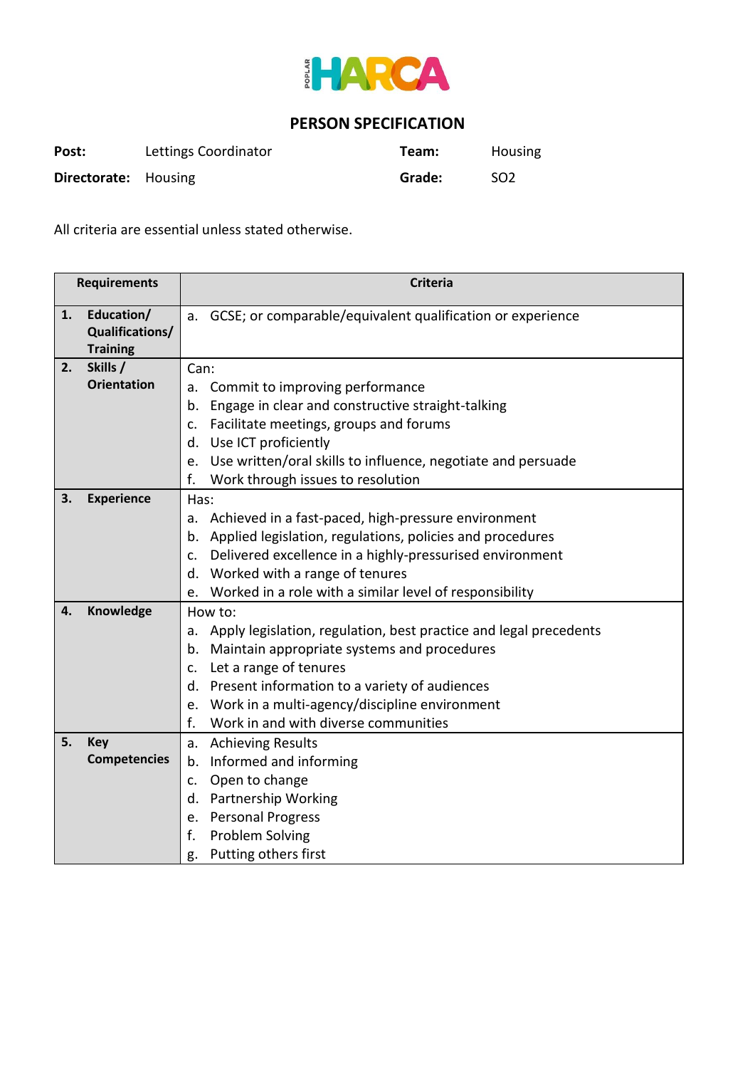# PERSON SPECIFICATION

| | | | |
|---|---|---|---|
| **Post:** | Lettings Coordinator | **Team:** | Housing |
| **Directorate:** | Housing | **Grade:** | SO2 |

All criteria are essential unless stated otherwise.

| Requirements | Criteria |
|---|---|
| **1. Education/ Qualifications/ Training** | a. GCSE; or comparable/equivalent qualification or experience |
| **2. Skills / Orientation** | Can:<br>a. Commit to improving performance<br>b. Engage in clear and constructive straight-talking<br>c. Facilitate meetings, groups and forums<br>d. Use ICT proficiently<br>e. Use written/oral skills to influence, negotiate and persuade<br>f. Work through issues to resolution |
| **3. Experience** | Has:<br>a. Achieved in a fast-paced, high-pressure environment<br>b. Applied legislation, regulations, policies and procedures<br>c. Delivered excellence in a highly-pressurised environment<br>d. Worked with a range of tenures<br>e. Worked in a role with a similar level of responsibility |
| **4. Knowledge** | How to:<br>a. Apply legislation, regulation, best practice and legal precedents<br>b. Maintain appropriate systems and procedures<br>c. Let a range of tenures<br>d. Present information to a variety of audiences<br>e. Work in a multi-agency/discipline environment<br>f. Work in and with diverse communities |
| **5. Key Competencies** | a. Achieving Results<br>b. Informed and informing<br>c. Open to change<br>d. Partnership Working<br>e. Personal Progress<br>f. Problem Solving<br>g. Putting others first |